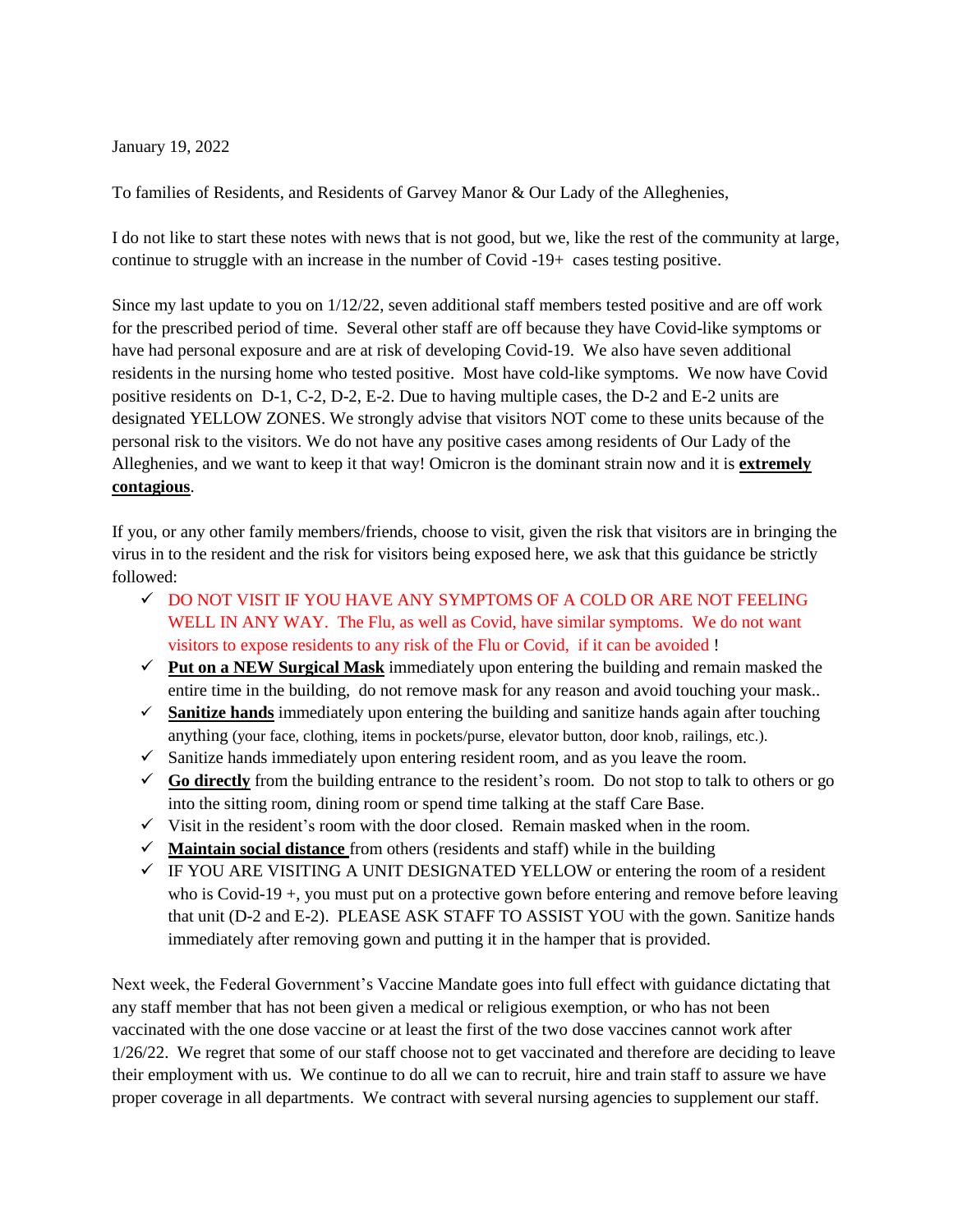January 19, 2022

To families of Residents, and Residents of Garvey Manor & Our Lady of the Alleghenies,

I do not like to start these notes with news that is not good, but we, like the rest of the community at large, continue to struggle with an increase in the number of Covid -19+ cases testing positive.

Since my last update to you on 1/12/22, seven additional staff members tested positive and are off work for the prescribed period of time. Several other staff are off because they have Covid-like symptoms or have had personal exposure and are at risk of developing Covid-19. We also have seven additional residents in the nursing home who tested positive. Most have cold-like symptoms. We now have Covid positive residents on D-1, C-2, D-2, E-2. Due to having multiple cases, the D-2 and E-2 units are designated YELLOW ZONES. We strongly advise that visitors NOT come to these units because of the personal risk to the visitors. We do not have any positive cases among residents of Our Lady of the Alleghenies, and we want to keep it that way! Omicron is the dominant strain now and it is **extremely contagious**.

If you, or any other family members/friends, choose to visit, given the risk that visitors are in bringing the virus in to the resident and the risk for visitors being exposed here, we ask that this guidance be strictly followed:

- ✓ DO NOT VISIT IF YOU HAVE ANY SYMPTOMS OF A COLD OR ARE NOT FEELING WELL IN ANY WAY. The Flu, as well as Covid, have similar symptoms. We do not want visitors to expose residents to any risk of the Flu or Covid, if it can be avoided !
- ✓ **Put on a NEW Surgical Mask** immediately upon entering the building and remain masked the entire time in the building, do not remove mask for any reason and avoid touching your mask..
- ✓ **Sanitize hands** immediately upon entering the building and sanitize hands again after touching anything (your face, clothing, items in pockets/purse, elevator button, door knob, railings, etc.).
- ✓ Sanitize hands immediately upon entering resident room, and as you leave the room.
- ✓ **Go directly** from the building entrance to the resident's room. Do not stop to talk to others or go into the sitting room, dining room or spend time talking at the staff Care Base.
- ✓ Visit in the resident's room with the door closed. Remain masked when in the room.
- ✓ **Maintain social distance** from others (residents and staff) while in the building
- ✓ IF YOU ARE VISITING A UNIT DESIGNATED YELLOW or entering the room of a resident who is Covid-19 +, you must put on a protective gown before entering and remove before leaving that unit (D-2 and E-2). PLEASE ASK STAFF TO ASSIST YOU with the gown. Sanitize hands immediately after removing gown and putting it in the hamper that is provided.

Next week, the Federal Government's Vaccine Mandate goes into full effect with guidance dictating that any staff member that has not been given a medical or religious exemption, or who has not been vaccinated with the one dose vaccine or at least the first of the two dose vaccines cannot work after 1/26/22. We regret that some of our staff choose not to get vaccinated and therefore are deciding to leave their employment with us. We continue to do all we can to recruit, hire and train staff to assure we have proper coverage in all departments. We contract with several nursing agencies to supplement our staff.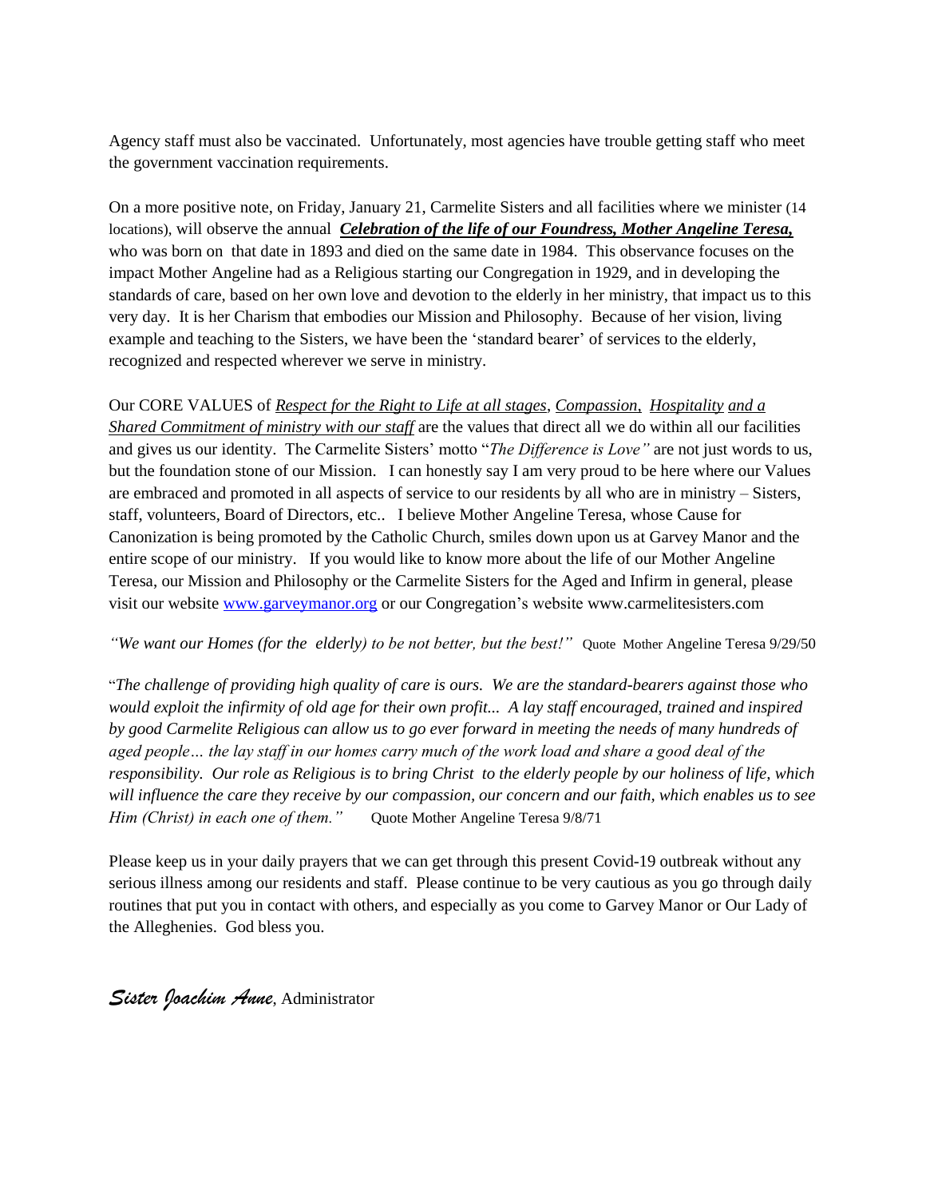Agency staff must also be vaccinated. Unfortunately, most agencies have trouble getting staff who meet the government vaccination requirements.

On a more positive note, on Friday, January 21, Carmelite Sisters and all facilities where we minister (14 locations), will observe the annual ***Celebration of the life of our Foundress, Mother Angeline Teresa,*** who was born on that date in 1893 and died on the same date in 1984. This observance focuses on the impact Mother Angeline had as a Religious starting our Congregation in 1929, and in developing the standards of care, based on her own love and devotion to the elderly in her ministry, that impact us to this very day. It is her Charism that embodies our Mission and Philosophy. Because of her vision, living example and teaching to the Sisters, we have been the 'standard bearer' of services to the elderly, recognized and respected wherever we serve in ministry.

Our CORE VALUES of *Respect for the Right to Life at all stages*, *Compassion*, *Hospitality* *and a Shared Commitment of ministry with our staff* are the values that direct all we do within all our facilities and gives us our identity. The Carmelite Sisters' motto "*The Difference is Love"* are not just words to us, but the foundation stone of our Mission. I can honestly say I am very proud to be here where our Values are embraced and promoted in all aspects of service to our residents by all who are in ministry – Sisters, staff, volunteers, Board of Directors, etc.. I believe Mother Angeline Teresa, whose Cause for Canonization is being promoted by the Catholic Church, smiles down upon us at Garvey Manor and the entire scope of our ministry. If you would like to know more about the life of our Mother Angeline Teresa, our Mission and Philosophy or the Carmelite Sisters for the Aged and Infirm in general, please visit our website www.garveymanor.org or our Congregation's website www.carmelitesisters.com

*"We want our Homes (for the elderly) to be not better, but the best!"* Quote Mother Angeline Teresa 9/29/50

"*The challenge of providing high quality of care is ours. We are the standard-bearers against those who would exploit the infirmity of old age for their own profit... A lay staff encouraged, trained and inspired by good Carmelite Religious can allow us to go ever forward in meeting the needs of many hundreds of aged people… the lay staff in our homes carry much of the work load and share a good deal of the responsibility. Our role as Religious is to bring Christ to the elderly people by our holiness of life, which will influence the care they receive by our compassion, our concern and our faith, which enables us to see Him (Christ) in each one of them."* Quote Mother Angeline Teresa 9/8/71

Please keep us in your daily prayers that we can get through this present Covid-19 outbreak without any serious illness among our residents and staff. Please continue to be very cautious as you go through daily routines that put you in contact with others, and especially as you come to Garvey Manor or Our Lady of the Alleghenies. God bless you.

*Sister Joachim Anne*, Administrator